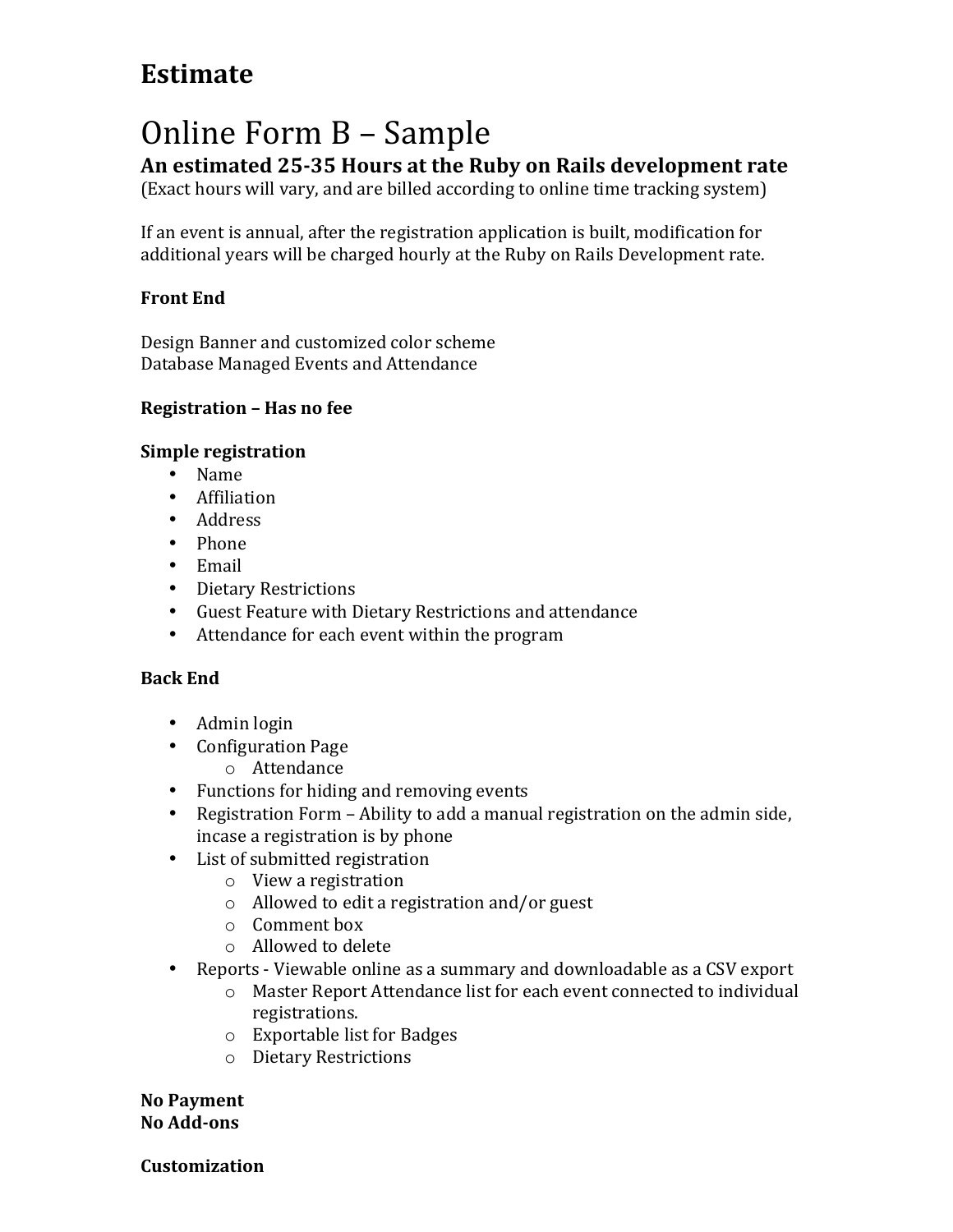# Estimate

# Online Form B – Sample

### An estimated 25-35 Hours at the Ruby on Rails development rate

(Exact hours will vary, and are billed according to online time tracking system)

If an event is annual, after the registration application is built, modification for additional years will be charged hourly at the Ruby on Rails Development rate.

**Front End**

Design Banner and customized color scheme
Database Managed Events and Attendance

**Registration – Has no fee**

**Simple registration**

- Name
- Affiliation
- Address
- Phone
- Email
- Dietary Restrictions
- Guest Feature with Dietary Restrictions and attendance
- Attendance for each event within the program

**Back End**

- Admin login
- Configuration Page
  - Attendance
- Functions for hiding and removing events
- Registration Form – Ability to add a manual registration on the admin side, incase a registration is by phone
- List of submitted registration
  - View a registration
  - Allowed to edit a registration and/or guest
  - Comment box
  - Allowed to delete
- Reports - Viewable online as a summary and downloadable as a CSV export
  - Master Report Attendance list for each event connected to individual registrations.
  - Exportable list for Badges
  - Dietary Restrictions

**No Payment**
**No Add-ons**

**Customization**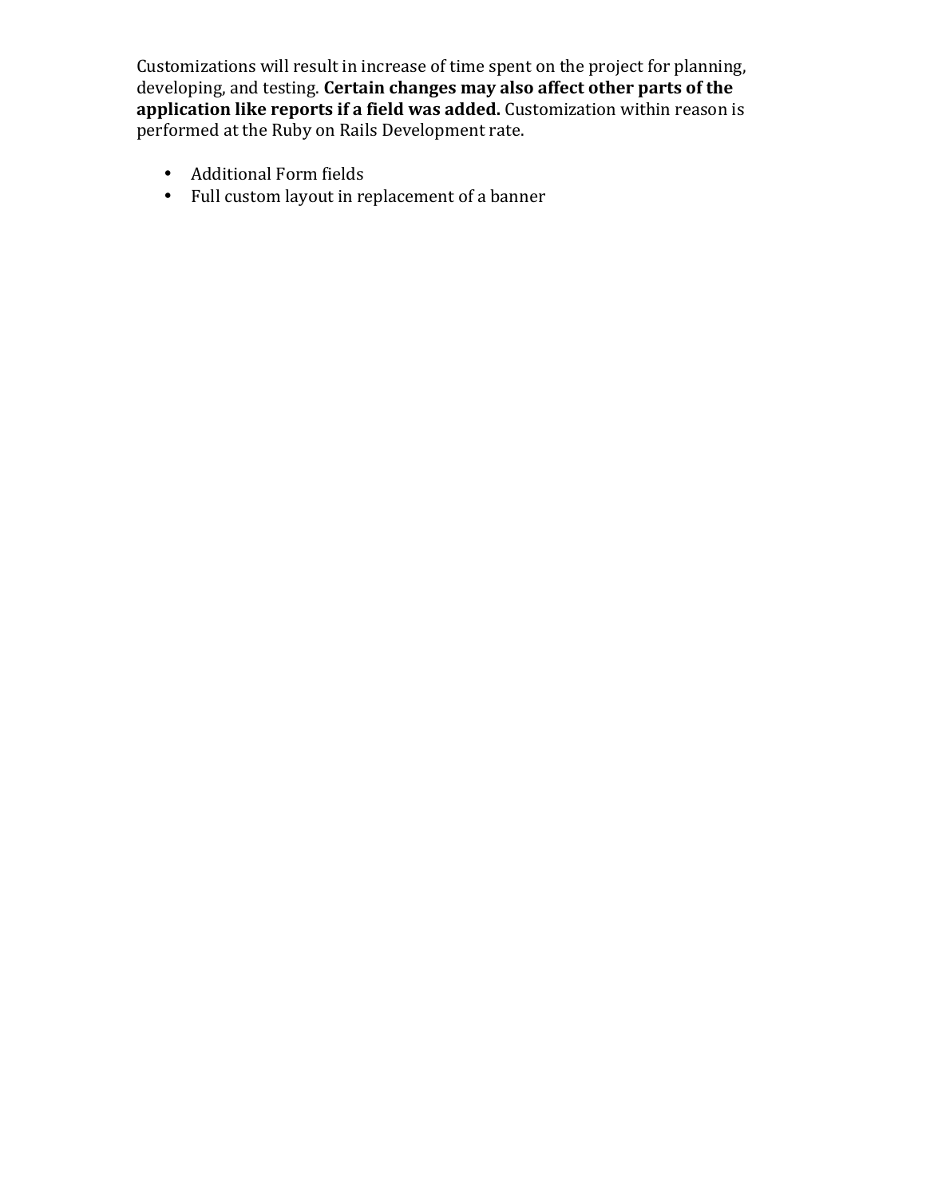Customizations will result in increase of time spent on the project for planning, developing, and testing. **Certain changes may also affect other parts of the application like reports if a field was added.** Customization within reason is performed at the Ruby on Rails Development rate.

- Additional Form fields
- Full custom layout in replacement of a banner